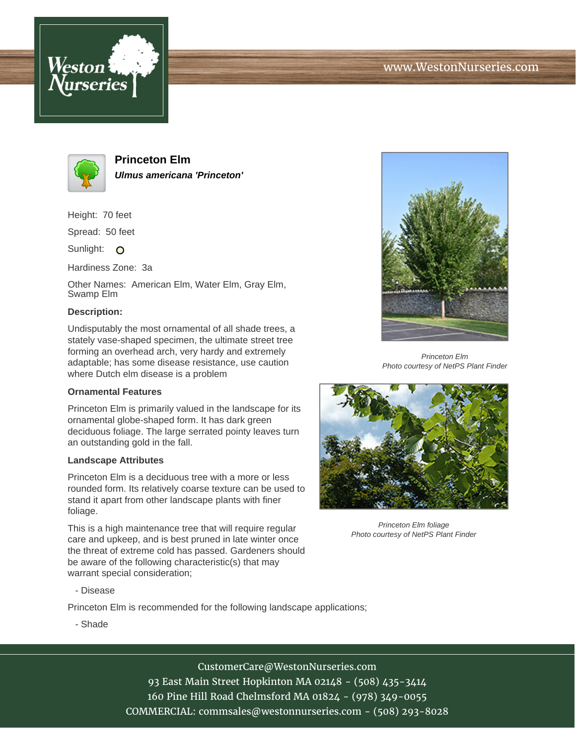# Princeton Elm

***Ulmus americana 'Princeton'***

Height: 70 feet

Spread: 50 feet

Sunlight: O

Hardiness Zone: 3a

Other Names: American Elm, Water Elm, Gray Elm, Swamp Elm

**Description:**

Undisputably the most ornamental of all shade trees, a stately vase-shaped specimen, the ultimate street tree forming an overhead arch, very hardy and extremely adaptable; has some disease resistance, use caution where Dutch elm disease is a problem

### Ornamental Features

Princeton Elm is primarily valued in the landscape for its ornamental globe-shaped form. It has dark green deciduous foliage. The large serrated pointy leaves turn an outstanding gold in the fall.

### Landscape Attributes

Princeton Elm is a deciduous tree with a more or less rounded form. Its relatively coarse texture can be used to stand it apart from other landscape plants with finer foliage.

This is a high maintenance tree that will require regular care and upkeep, and is best pruned in late winter once the threat of extreme cold has passed. Gardeners should be aware of the following characteristic(s) that may warrant special consideration;

- Disease

Princeton Elm is recommended for the following landscape applications;

- Shade

*Princeton Elm*
*Photo courtesy of NetPS Plant Finder*

*Princeton Elm foliage*
*Photo courtesy of NetPS Plant Finder*

CustomerCare@WestonNurseries.com
93 East Main Street Hopkinton MA 02148 - (508) 435-3414
160 Pine Hill Road Chelmsford MA 01824 - (978) 349-0055
COMMERCIAL: commsales@westonnurseries.com - (508) 293-8028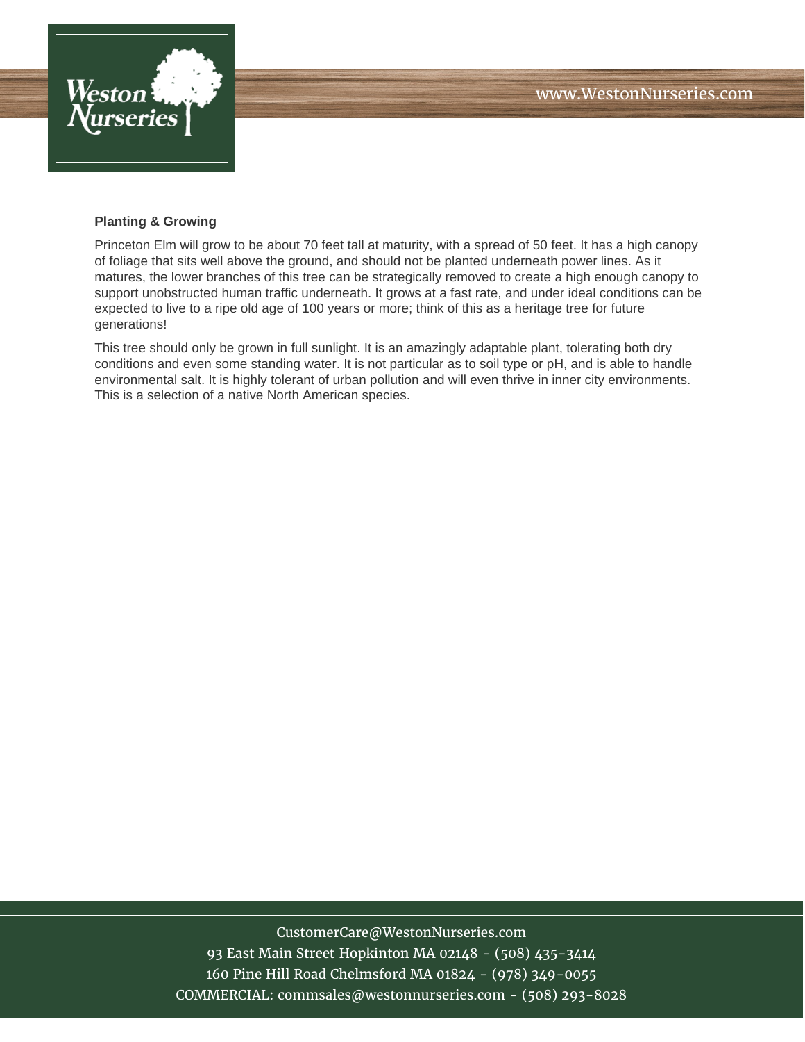### Planting & Growing

Princeton Elm will grow to be about 70 feet tall at maturity, with a spread of 50 feet. It has a high canopy of foliage that sits well above the ground, and should not be planted underneath power lines. As it matures, the lower branches of this tree can be strategically removed to create a high enough canopy to support unobstructed human traffic underneath. It grows at a fast rate, and under ideal conditions can be expected to live to a ripe old age of 100 years or more; think of this as a heritage tree for future generations!

This tree should only be grown in full sunlight. It is an amazingly adaptable plant, tolerating both dry conditions and even some standing water. It is not particular as to soil type or pH, and is able to handle environmental salt. It is highly tolerant of urban pollution and will even thrive in inner city environments. This is a selection of a native North American species.